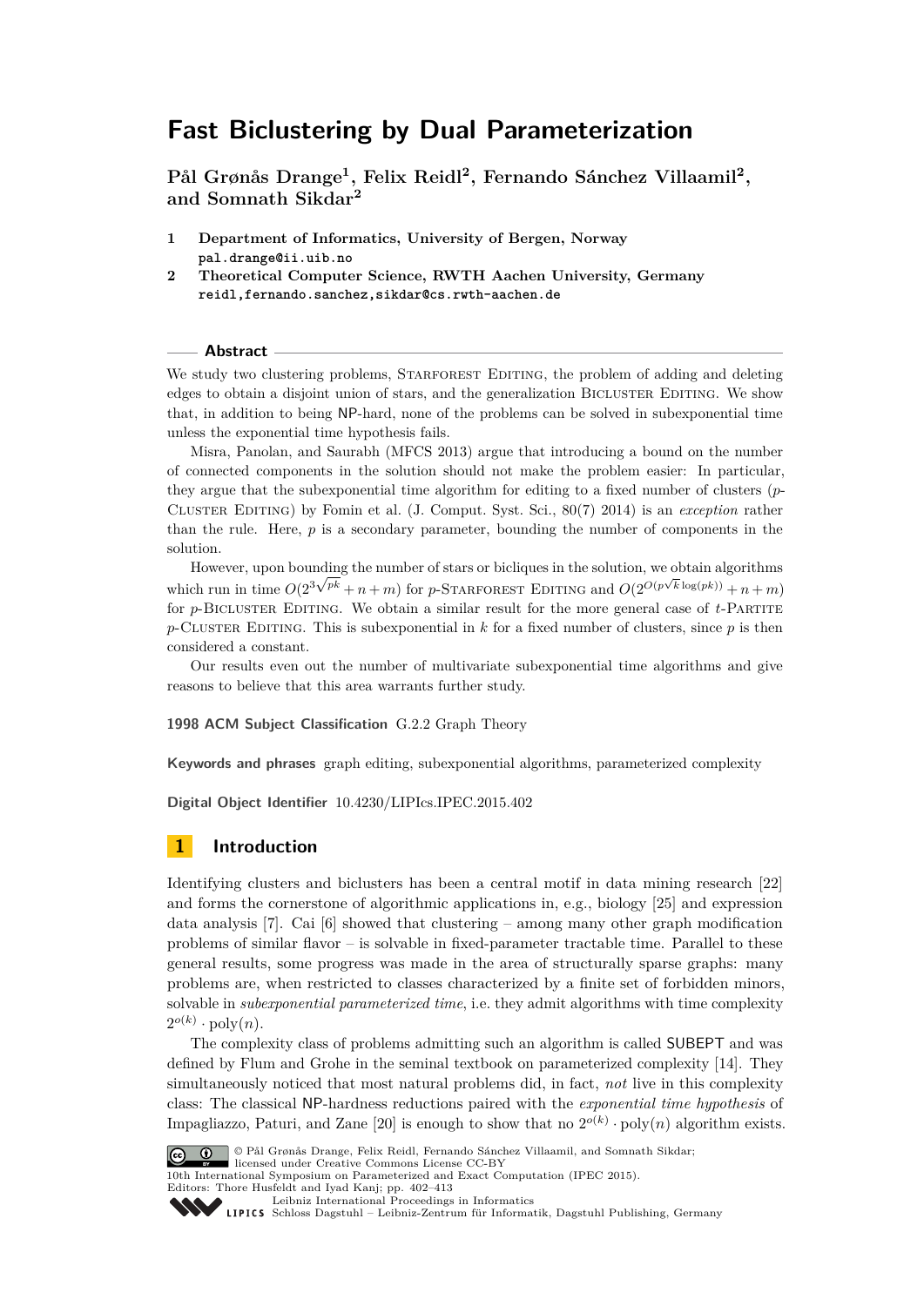# Fast Biclustering by Dual Parameterization

**Pål Grønås Drange[1], Felix Reidl[2], Fernando Sánchez Villaamil[2], and Somnath Sikdar[2]**

1 **Department of Informatics, University of Bergen, Norway**
pal.drange@ii.uib.no

2 **Theoretical Computer Science, RWTH Aachen University, Germany**
reidl,fernando.sanchez,sikdar@cs.rwth-aachen.de

## Abstract

We study two clustering problems, Starforest Editing, the problem of adding and deleting edges to obtain a disjoint union of stars, and the generalization Bicluster Editing. We show that, in addition to being NP-hard, none of the problems can be solved in subexponential time unless the exponential time hypothesis fails.

Misra, Panolan, and Saurabh (MFCS 2013) argue that introducing a bound on the number of connected components in the solution should not make the problem easier: In particular, they argue that the subexponential time algorithm for editing to a fixed number of clusters ($p$-Cluster Editing) by Fomin et al. (J. Comput. Syst. Sci., 80(7) 2014) is an *exception* rather than the rule. Here, $p$ is a secondary parameter, bounding the number of components in the solution.

However, upon bounding the number of stars or bicliques in the solution, we obtain algorithms which run in time $O(2^{3\sqrt{pk}} + n + m)$ for $p$-Starforest Editing and $O(2^{O(p\sqrt{k}\log(pk))} + n + m)$ for $p$-Bicluster Editing. We obtain a similar result for the more general case of $t$-Partite $p$-Cluster Editing. This is subexponential in $k$ for a fixed number of clusters, since $p$ is then considered a constant.

Our results even out the number of multivariate subexponential time algorithms and give reasons to believe that this area warrants further study.

**1998 ACM Subject Classification** G.2.2 Graph Theory

**Keywords and phrases** graph editing, subexponential algorithms, parameterized complexity

**Digital Object Identifier** 10.4230/LIPIcs.IPEC.2015.402

## 1 Introduction

Identifying clusters and biclusters has been a central motif in data mining research [22] and forms the cornerstone of algorithmic applications in, e.g., biology [25] and expression data analysis [7]. Cai [6] showed that clustering – among many other graph modification problems of similar flavor – is solvable in fixed-parameter tractable time. Parallel to these general results, some progress was made in the area of structurally sparse graphs: many problems are, when restricted to classes characterized by a finite set of forbidden minors, solvable in *subexponential parameterized time*, i.e. they admit algorithms with time complexity $2^{o(k)} \cdot \text{poly}(n)$.

The complexity class of problems admitting such an algorithm is called SUBEPT and was defined by Flum and Grohe in the seminal textbook on parameterized complexity [14]. They simultaneously noticed that most natural problems did, in fact, *not* live in this complexity class: The classical NP-hardness reductions paired with the *exponential time hypothesis* of Impagliazzo, Paturi, and Zane [20] is enough to show that no $2^{o(k)} \cdot \text{poly}(n)$ algorithm exists.

© Pål Grønås Drange, Felix Reidl, Fernando Sánchez Villaamil, and Somnath Sikdar;
licensed under Creative Commons License CC-BY
10th International Symposium on Parameterized and Exact Computation (IPEC 2015).
Editors: Thore Husfeldt and Iyad Kanj; pp. 402–413
Leibniz International Proceedings in Informatics
Schloss Dagstuhl – Leibniz-Zentrum für Informatik, Dagstuhl Publishing, Germany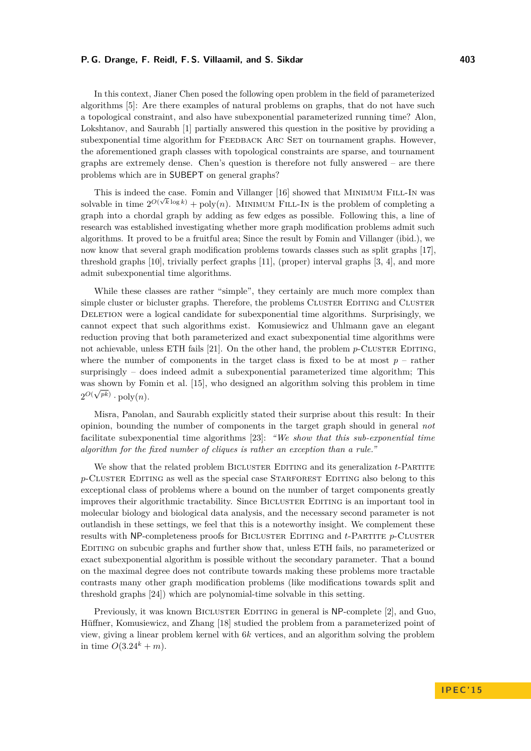In this context, Jianer Chen posed the following open problem in the field of parameterized algorithms [5]: Are there examples of natural problems on graphs, that do not have such a topological constraint, and also have subexponential parameterized running time? Alon, Lokshtanov, and Saurabh [1] partially answered this question in the positive by providing a subexponential time algorithm for Feedback Arc Set on tournament graphs. However, the aforementioned graph classes with topological constraints are sparse, and tournament graphs are extremely dense. Chen's question is therefore not fully answered – are there problems which are in SUBEPT on general graphs?

This is indeed the case. Fomin and Villanger [16] showed that Minimum Fill-In was solvable in time $2^{O(\sqrt{k}\log k)} + \text{poly}(n)$. Minimum Fill-In is the problem of completing a graph into a chordal graph by adding as few edges as possible. Following this, a line of research was established investigating whether more graph modification problems admit such algorithms. It proved to be a fruitful area; Since the result by Fomin and Villanger (ibid.), we now know that several graph modification problems towards classes such as split graphs [17], threshold graphs [10], trivially perfect graphs [11], (proper) interval graphs [3, 4], and more admit subexponential time algorithms.

While these classes are rather "simple", they certainly are much more complex than simple cluster or bicluster graphs. Therefore, the problems Cluster Editing and Cluster Deletion were a logical candidate for subexponential time algorithms. Surprisingly, we cannot expect that such algorithms exist. Komusiewicz and Uhlmann gave an elegant reduction proving that both parameterized and exact subexponential time algorithms were not achievable, unless ETH fails [21]. On the other hand, the problem $p$-Cluster Editing, where the number of components in the target class is fixed to be at most $p$ – rather surprisingly – does indeed admit a subexponential parameterized time algorithm; This was shown by Fomin et al. [15], who designed an algorithm solving this problem in time $2^{O(\sqrt{pk})} \cdot \text{poly}(n)$.

Misra, Panolan, and Saurabh explicitly stated their surprise about this result: In their opinion, bounding the number of components in the target graph should in general *not* facilitate subexponential time algorithms [23]: *"We show that this sub-exponential time algorithm for the fixed number of cliques is rather an exception than a rule."*

We show that the related problem Bicluster Editing and its generalization $t$-Partite $p$-Cluster Editing as well as the special case Starforest Editing also belong to this exceptional class of problems where a bound on the number of target components greatly improves their algorithmic tractability. Since Bicluster Editing is an important tool in molecular biology and biological data analysis, and the necessary second parameter is not outlandish in these settings, we feel that this is a noteworthy insight. We complement these results with NP-completeness proofs for Bicluster Editing and $t$-Partite $p$-Cluster Editing on subcubic graphs and further show that, unless ETH fails, no parameterized or exact subexponential algorithm is possible without the secondary parameter. That a bound on the maximal degree does not contribute towards making these problems more tractable contrasts many other graph modification problems (like modifications towards split and threshold graphs [24]) which are polynomial-time solvable in this setting.

Previously, it was known Bicluster Editing in general is NP-complete [2], and Guo, Hüffner, Komusiewicz, and Zhang [18] studied the problem from a parameterized point of view, giving a linear problem kernel with $6k$ vertices, and an algorithm solving the problem in time $O(3.24^k + m)$.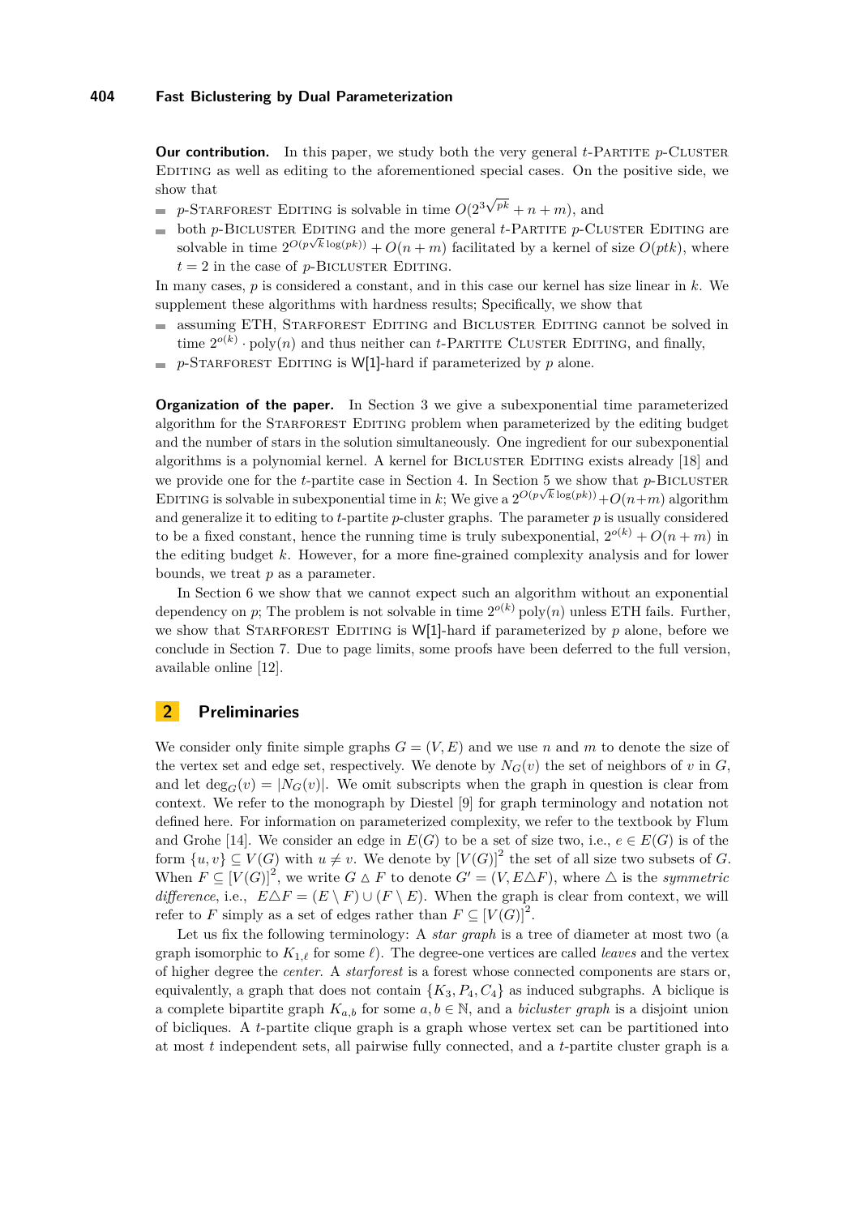**Our contribution.** In this paper, we study both the very general $t$-Partite $p$-Cluster Editing as well as editing to the aforementioned special cases. On the positive side, we show that

- $p$-Starforest Editing is solvable in time $O(2^{3\sqrt{pk}} + n + m)$, and
- both $p$-Bicluster Editing and the more general $t$-Partite $p$-Cluster Editing are solvable in time $2^{O(p\sqrt{k}\log(pk))} + O(n + m)$ facilitated by a kernel of size $O(ptk)$, where $t = 2$ in the case of $p$-Bicluster Editing.

In many cases, $p$ is considered a constant, and in this case our kernel has size linear in $k$. We supplement these algorithms with hardness results; Specifically, we show that

- assuming ETH, Starforest Editing and Bicluster Editing cannot be solved in time $2^{o(k)} \cdot \text{poly}(n)$ and thus neither can $t$-Partite Cluster Editing, and finally,
- $p$-Starforest Editing is W[1]-hard if parameterized by $p$ alone.

**Organization of the paper.** In Section 3 we give a subexponential time parameterized algorithm for the Starforest Editing problem when parameterized by the editing budget and the number of stars in the solution simultaneously. One ingredient for our subexponential algorithms is a polynomial kernel. A kernel for Bicluster Editing exists already [18] and we provide one for the $t$-partite case in Section 4. In Section 5 we show that $p$-Bicluster Editing is solvable in subexponential time in $k$; We give a $2^{O(p\sqrt{k}\log(pk))} + O(n+m)$ algorithm and generalize it to editing to $t$-partite $p$-cluster graphs. The parameter $p$ is usually considered to be a fixed constant, hence the running time is truly subexponential, $2^{o(k)} + O(n + m)$ in the editing budget $k$. However, for a more fine-grained complexity analysis and for lower bounds, we treat $p$ as a parameter.

In Section 6 we show that we cannot expect such an algorithm without an exponential dependency on $p$; The problem is not solvable in time $2^{o(k)}\,\text{poly}(n)$ unless ETH fails. Further, we show that Starforest Editing is W[1]-hard if parameterized by $p$ alone, before we conclude in Section 7. Due to page limits, some proofs have been deferred to the full version, available online [12].

## 2 Preliminaries

We consider only finite simple graphs $G = (V, E)$ and we use $n$ and $m$ to denote the size of the vertex set and edge set, respectively. We denote by $N_G(v)$ the set of neighbors of $v$ in $G$, and let $\deg_G(v) = |N_G(v)|$. We omit subscripts when the graph in question is clear from context. We refer to the monograph by Diestel [9] for graph terminology and notation not defined here. For information on parameterized complexity, we refer to the textbook by Flum and Grohe [14]. We consider an edge in $E(G)$ to be a set of size two, i.e., $e \in E(G)$ is of the form $\{u, v\} \subseteq V(G)$ with $u \neq v$. We denote by $[V(G)]^2$ the set of all size two subsets of $G$. When $F \subseteq [V(G)]^2$, we write $G \bigtriangleup F$ to denote $G' = (V, E \triangle F)$, where $\triangle$ is the *symmetric difference*, i.e., $E \triangle F = (E \setminus F) \cup (F \setminus E)$. When the graph is clear from context, we will refer to $F$ simply as a set of edges rather than $F \subseteq [V(G)]^2$.

Let us fix the following terminology: A *star graph* is a tree of diameter at most two (a graph isomorphic to $K_{1,\ell}$ for some $\ell$). The degree-one vertices are called *leaves* and the vertex of higher degree the *center*. A *starforest* is a forest whose connected components are stars or, equivalently, a graph that does not contain $\{K_3, P_4, C_4\}$ as induced subgraphs. A biclique is a complete bipartite graph $K_{a,b}$ for some $a, b \in \mathbb{N}$, and a *bicluster graph* is a disjoint union of bicliques. A $t$-partite clique graph is a graph whose vertex set can be partitioned into at most $t$ independent sets, all pairwise fully connected, and a $t$-partite cluster graph is a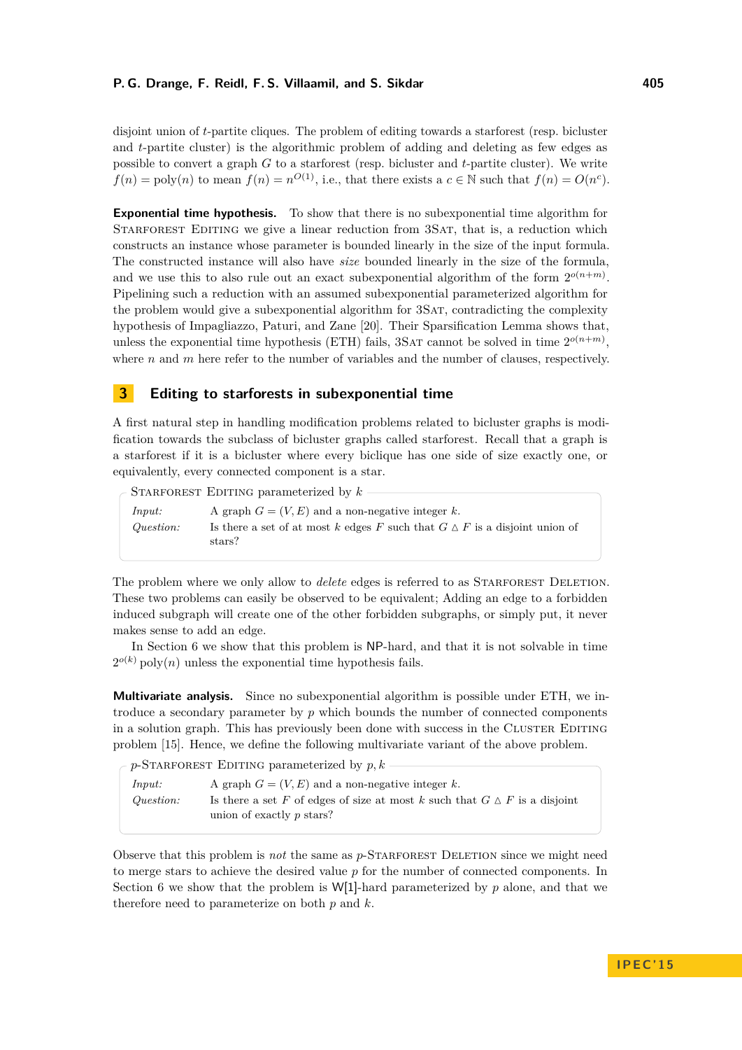disjoint union of $t$-partite cliques. The problem of editing towards a starforest (resp. bicluster and $t$-partite cluster) is the algorithmic problem of adding and deleting as few edges as possible to convert a graph $G$ to a starforest (resp. bicluster and $t$-partite cluster). We write $f(n) = \text{poly}(n)$ to mean $f(n) = n^{O(1)}$, i.e., that there exists a $c \in \mathbb{N}$ such that $f(n) = O(n^c)$.

**Exponential time hypothesis.** To show that there is no subexponential time algorithm for Starforest Editing we give a linear reduction from 3Sat, that is, a reduction which constructs an instance whose parameter is bounded linearly in the size of the input formula. The constructed instance will also have *size* bounded linearly in the size of the formula, and we use this to also rule out an exact subexponential algorithm of the form $2^{o(n+m)}$. Pipelining such a reduction with an assumed subexponential parameterized algorithm for the problem would give a subexponential algorithm for 3Sat, contradicting the complexity hypothesis of Impagliazzo, Paturi, and Zane [20]. Their Sparsification Lemma shows that, unless the exponential time hypothesis (ETH) fails, 3Sat cannot be solved in time $2^{o(n+m)}$, where $n$ and $m$ here refer to the number of variables and the number of clauses, respectively.

## 3 Editing to starforests in subexponential time

A first natural step in handling modification problems related to bicluster graphs is modification towards the subclass of bicluster graphs called starforest. Recall that a graph is a starforest if it is a bicluster where every biclique has one side of size exactly one, or equivalently, every connected component is a star.

Starforest Editing parameterized by $k$

*Input:* A graph $G = (V, E)$ and a non-negative integer $k$.
*Question:* Is there a set of at most $k$ edges $F$ such that $G \triangle F$ is a disjoint union of stars?

The problem where we only allow to *delete* edges is referred to as Starforest Deletion. These two problems can easily be observed to be equivalent; Adding an edge to a forbidden induced subgraph will create one of the other forbidden subgraphs, or simply put, it never makes sense to add an edge.

In Section 6 we show that this problem is NP-hard, and that it is not solvable in time $2^{o(k)} \text{poly}(n)$ unless the exponential time hypothesis fails.

**Multivariate analysis.** Since no subexponential algorithm is possible under ETH, we introduce a secondary parameter by $p$ which bounds the number of connected components in a solution graph. This has previously been done with success in the Cluster Editing problem [15]. Hence, we define the following multivariate variant of the above problem.

$p$-Starforest Editing parameterized by $p, k$

*Input:* A graph $G = (V, E)$ and a non-negative integer $k$.
*Question:* Is there a set $F$ of edges of size at most $k$ such that $G \triangle F$ is a disjoint union of exactly $p$ stars?

Observe that this problem is *not* the same as $p$-Starforest Deletion since we might need to merge stars to achieve the desired value $p$ for the number of connected components. In Section 6 we show that the problem is W[1]-hard parameterized by $p$ alone, and that we therefore need to parameterize on both $p$ and $k$.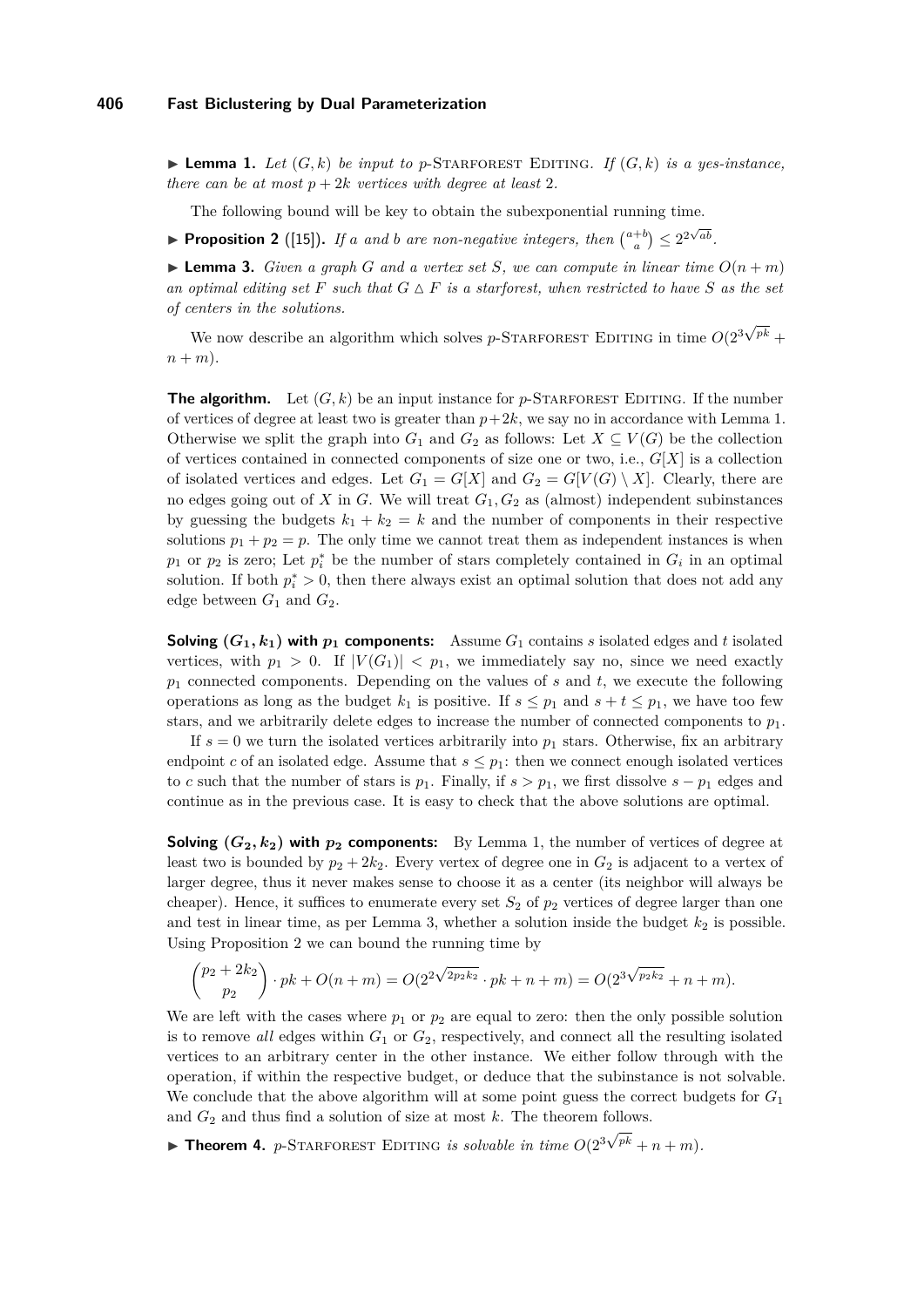▶ **Lemma 1.** *Let $(G, k)$ be input to $p$-*Starforest Editing*. If $(G, k)$ is a yes-instance, there can be at most $p + 2k$ vertices with degree at least 2.*

The following bound will be key to obtain the subexponential running time.

▶ **Proposition 2** ([15])**.** *If $a$ and $b$ are non-negative integers, then $\binom{a+b}{a} \leq 2^{2\sqrt{ab}}$.*

▶ **Lemma 3.** *Given a graph $G$ and a vertex set $S$, we can compute in linear time $O(n + m)$ an optimal editing set $F$ such that $G \triangle F$ is a starforest, when restricted to have $S$ as the set of centers in the solutions.*

We now describe an algorithm which solves $p$-Starforest Editing in time $O(2^{3\sqrt{pk}} + n + m)$.

**The algorithm.** Let $(G, k)$ be an input instance for $p$-Starforest Editing. If the number of vertices of degree at least two is greater than $p+2k$, we say no in accordance with Lemma 1. Otherwise we split the graph into $G_1$ and $G_2$ as follows: Let $X \subseteq V(G)$ be the collection of vertices contained in connected components of size one or two, i.e., $G[X]$ is a collection of isolated vertices and edges. Let $G_1 = G[X]$ and $G_2 = G[V(G) \setminus X]$. Clearly, there are no edges going out of $X$ in $G$. We will treat $G_1, G_2$ as (almost) independent subinstances by guessing the budgets $k_1 + k_2 = k$ and the number of components in their respective solutions $p_1 + p_2 = p$. The only time we cannot treat them as independent instances is when $p_1$ or $p_2$ is zero; Let $p_i^*$ be the number of stars completely contained in $G_i$ in an optimal solution. If both $p_i^* > 0$, then there always exist an optimal solution that does not add any edge between $G_1$ and $G_2$.

**Solving $(G_1, k_1)$ with $p_1$ components:** Assume $G_1$ contains $s$ isolated edges and $t$ isolated vertices, with $p_1 > 0$. If $|V(G_1)| < p_1$, we immediately say no, since we need exactly $p_1$ connected components. Depending on the values of $s$ and $t$, we execute the following operations as long as the budget $k_1$ is positive. If $s \leq p_1$ and $s + t \leq p_1$, we have too few stars, and we arbitrarily delete edges to increase the number of connected components to $p_1$.

If $s = 0$ we turn the isolated vertices arbitrarily into $p_1$ stars. Otherwise, fix an arbitrary endpoint $c$ of an isolated edge. Assume that $s \leq p_1$: then we connect enough isolated vertices to $c$ such that the number of stars is $p_1$. Finally, if $s > p_1$, we first dissolve $s - p_1$ edges and continue as in the previous case. It is easy to check that the above solutions are optimal.

**Solving $(G_2, k_2)$ with $p_2$ components:** By Lemma 1, the number of vertices of degree at least two is bounded by $p_2 + 2k_2$. Every vertex of degree one in $G_2$ is adjacent to a vertex of larger degree, thus it never makes sense to choose it as a center (its neighbor will always be cheaper). Hence, it suffices to enumerate every set $S_2$ of $p_2$ vertices of degree larger than one and test in linear time, as per Lemma 3, whether a solution inside the budget $k_2$ is possible. Using Proposition 2 we can bound the running time by

$$\binom{p_2 + 2k_2}{p_2} \cdot pk + O(n + m) = O(2^{2\sqrt{2p_2k_2}} \cdot pk + n + m) = O(2^{3\sqrt{p_2k_2}} + n + m).$$

We are left with the cases where $p_1$ or $p_2$ are equal to zero: then the only possible solution is to remove *all* edges within $G_1$ or $G_2$, respectively, and connect all the resulting isolated vertices to an arbitrary center in the other instance. We either follow through with the operation, if within the respective budget, or deduce that the subinstance is not solvable. We conclude that the above algorithm will at some point guess the correct budgets for $G_1$ and $G_2$ and thus find a solution of size at most $k$. The theorem follows.

▶ **Theorem 4.** *$p$-*Starforest Editing* is solvable in time $O(2^{3\sqrt{pk}} + n + m)$.*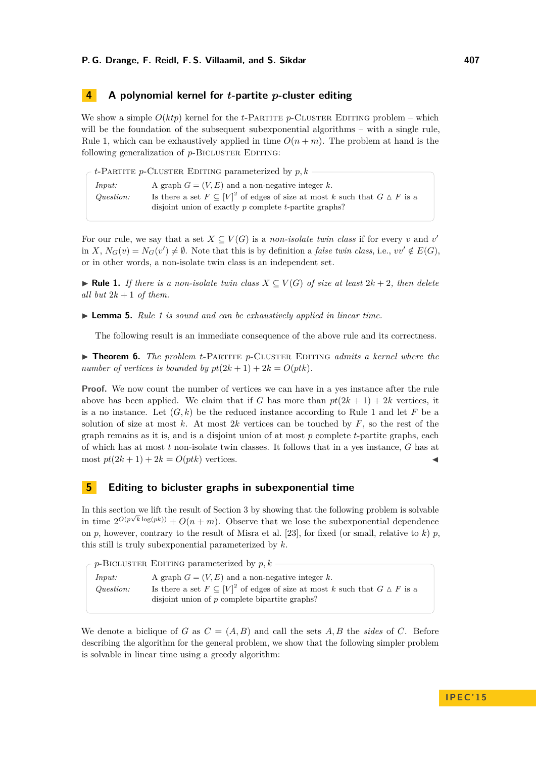## 4 A polynomial kernel for $t$-partite $p$-cluster editing

We show a simple $O(ktp)$ kernel for the $t$-Partite $p$-Cluster Editing problem – which will be the foundation of the subsequent subexponential algorithms – with a single rule, Rule 1, which can be exhaustively applied in time $O(n+m)$. The problem at hand is the following generalization of $p$-Bicluster Editing:

> $t$-Partite $p$-Cluster Editing parameterized by $p, k$
>
> *Input:* A graph $G = (V, E)$ and a non-negative integer $k$.
>
> *Question:* Is there a set $F \subseteq [V]^2$ of edges of size at most $k$ such that $G \triangle F$ is a disjoint union of exactly $p$ complete $t$-partite graphs?

For our rule, we say that a set $X \subseteq V(G)$ is a *non-isolate twin class* if for every $v$ and $v'$ in $X$, $N_G(v) = N_G(v') \neq \emptyset$. Note that this is by definition a *false twin class*, i.e., $vv' \notin E(G)$, or in other words, a non-isolate twin class is an independent set.

▶ **Rule 1.** *If there is a non-isolate twin class $X \subseteq V(G)$ of size at least $2k+2$, then delete all but $2k+1$ of them.*

▶ **Lemma 5.** *Rule 1 is sound and can be exhaustively applied in linear time.*

The following result is an immediate consequence of the above rule and its correctness.

▶ **Theorem 6.** *The problem $t$-Partite $p$-Cluster Editing admits a kernel where the number of vertices is bounded by $pt(2k+1)+2k = O(ptk)$.*

**Proof.** We now count the number of vertices we can have in a yes instance after the rule above has been applied. We claim that if $G$ has more than $pt(2k+1)+2k$ vertices, it is a no instance. Let $(G, k)$ be the reduced instance according to Rule 1 and let $F$ be a solution of size at most $k$. At most $2k$ vertices can be touched by $F$, so the rest of the graph remains as it is, and is a disjoint union of at most $p$ complete $t$-partite graphs, each of which has at most $t$ non-isolate twin classes. It follows that in a yes instance, $G$ has at most $pt(2k+1)+2k = O(ptk)$ vertices. ◀

## 5 Editing to bicluster graphs in subexponential time

In this section we lift the result of Section 3 by showing that the following problem is solvable in time $2^{O(p\sqrt{k}\log(pk))} + O(n+m)$. Observe that we lose the subexponential dependence on $p$, however, contrary to the result of Misra et al. [23], for fixed (or small, relative to $k$) $p$, this still is truly subexponential parameterized by $k$.

> $p$-Bicluster Editing parameterized by $p, k$
>
> *Input:* A graph $G = (V, E)$ and a non-negative integer $k$.
>
> *Question:* Is there a set $F \subseteq [V]^2$ of edges of size at most $k$ such that $G \triangle F$ is a disjoint union of $p$ complete bipartite graphs?

We denote a biclique of $G$ as $C = (A, B)$ and call the sets $A, B$ the *sides* of $C$. Before describing the algorithm for the general problem, we show that the following simpler problem is solvable in linear time using a greedy algorithm: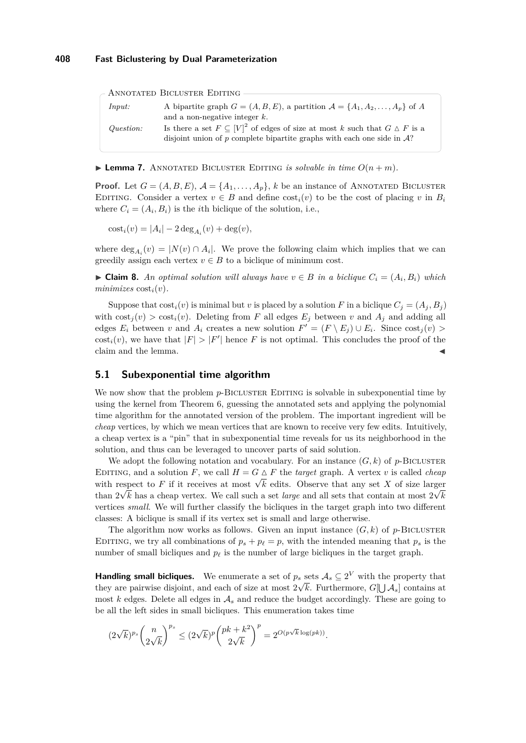> **ANNOTATED BICLUSTER EDITING**
>
> *Input:* A bipartite graph $G = (A, B, E)$, a partition $\mathcal{A} = \{A_1, A_2, \ldots, A_p\}$ of $A$ and a non-negative integer $k$.
>
> *Question:* Is there a set $F \subseteq [V]^2$ of edges of size at most $k$ such that $G \triangle F$ is a disjoint union of $p$ complete bipartite graphs with each one side in $\mathcal{A}$?

▶ **Lemma 7.** ANNOTATED BICLUSTER EDITING *is solvable in time* $O(n + m)$.

**Proof.** Let $G = (A, B, E)$, $\mathcal{A} = \{A_1, \ldots, A_p\}$, $k$ be an instance of ANNOTATED BICLUSTER EDITING. Consider a vertex $v \in B$ and define $\text{cost}_i(v)$ to be the cost of placing $v$ in $B_i$ where $C_i = (A_i, B_i)$ is the $i$th biclique of the solution, i.e.,

$$\text{cost}_i(v) = |A_i| - 2\deg_{A_i}(v) + \deg(v),$$

where $\deg_{A_i}(v) = |N(v) \cap A_i|$. We prove the following claim which implies that we can greedily assign each vertex $v \in B$ to a biclique of minimum cost.

▶ **Claim 8.** *An optimal solution will always have* $v \in B$ *in a biclique* $C_i = (A_i, B_i)$ *which minimizes* $\text{cost}_i(v)$.

Suppose that $\text{cost}_i(v)$ is minimal but $v$ is placed by a solution $F$ in a biclique $C_j = (A_j, B_j)$ with $\text{cost}_j(v) > \text{cost}_i(v)$. Deleting from $F$ all edges $E_j$ between $v$ and $A_j$ and adding all edges $E_i$ between $v$ and $A_i$ creates a new solution $F' = (F \setminus E_j) \cup E_i$. Since $\text{cost}_j(v) > \text{cost}_i(v)$, we have that $|F| > |F'|$ hence $F$ is not optimal. This concludes the proof of the claim and the lemma. ◀

## 5.1 Subexponential time algorithm

We now show that the problem $p$-BICLUSTER EDITING is solvable in subexponential time by using the kernel from Theorem 6, guessing the annotated sets and applying the polynomial time algorithm for the annotated version of the problem. The important ingredient will be *cheap* vertices, by which we mean vertices that are known to receive very few edits. Intuitively, a cheap vertex is a "pin" that in subexponential time reveals for us its neighborhood in the solution, and thus can be leveraged to uncover parts of said solution.

We adopt the following notation and vocabulary. For an instance $(G, k)$ of $p$-BICLUSTER EDITING, and a solution $F$, we call $H = G \triangle F$ the *target* graph. A vertex $v$ is called *cheap* with respect to $F$ if it receives at most $\sqrt{k}$ edits. Observe that any set $X$ of size larger than $2\sqrt{k}$ has a cheap vertex. We call such a set *large* and all sets that contain at most $2\sqrt{k}$ vertices *small*. We will further classify the bicliques in the target graph into two different classes: A biclique is small if its vertex set is small and large otherwise.

The algorithm now works as follows. Given an input instance $(G, k)$ of $p$-BICLUSTER EDITING, we try all combinations of $p_s + p_\ell = p$, with the intended meaning that $p_s$ is the number of small bicliques and $p_\ell$ is the number of large bicliques in the target graph.

**Handling small bicliques.** We enumerate a set of $p_s$ sets $\mathcal{A}_s \subseteq 2^V$ with the property that they are pairwise disjoint, and each of size at most $2\sqrt{k}$. Furthermore, $G[\bigcup \mathcal{A}_s]$ contains at most $k$ edges. Delete all edges in $\mathcal{A}_s$ and reduce the budget accordingly. These are going to be all the left sides in small bicliques. This enumeration takes time

$$(2\sqrt{k})^{p_s} \binom{n}{2\sqrt{k}}^{p_s} \leq (2\sqrt{k})^p \binom{pk + k^2}{2\sqrt{k}}^p = 2^{O(p\sqrt{k}\log(pk))}.$$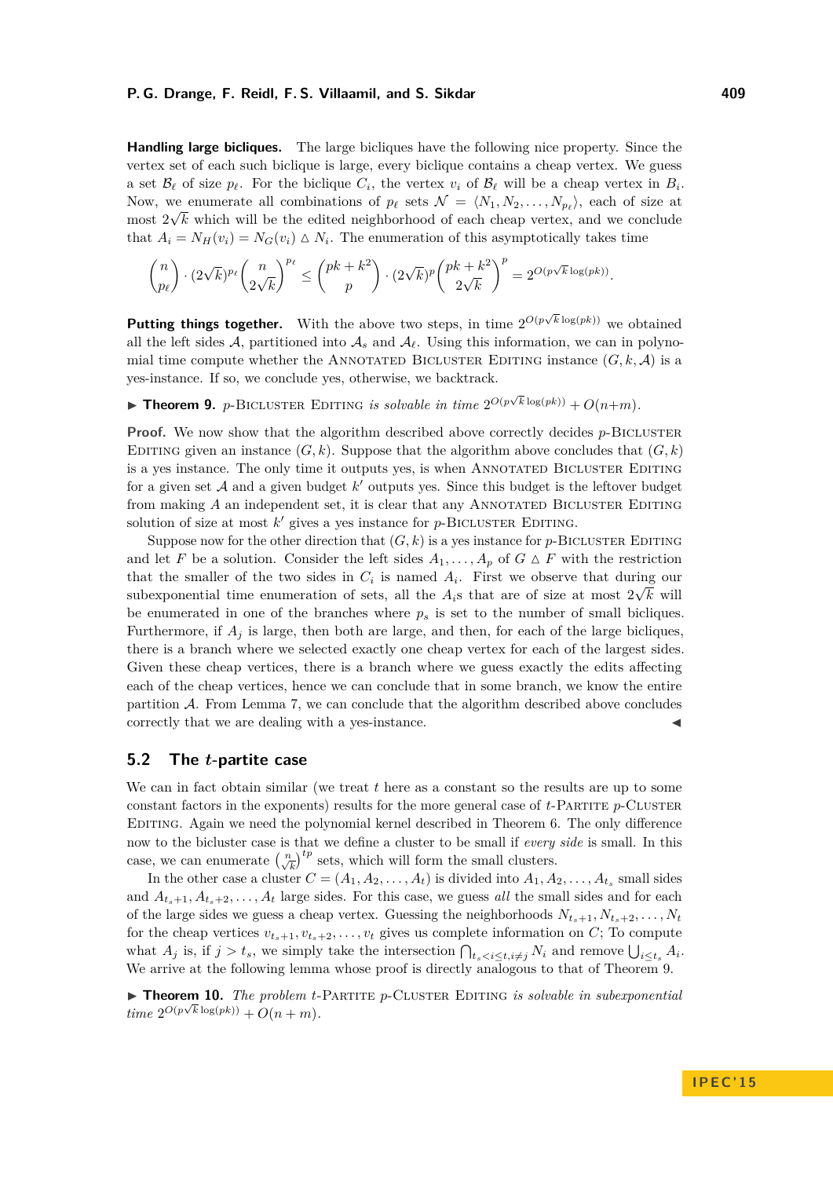**Handling large bicliques.** The large bicliques have the following nice property. Since the vertex set of each such biclique is large, every biclique contains a cheap vertex. We guess a set $\mathcal{B}_\ell$ of size $p_\ell$. For the biclique $C_i$, the vertex $v_i$ of $\mathcal{B}_\ell$ will be a cheap vertex in $B_i$. Now, we enumerate all combinations of $p_\ell$ sets $\mathcal{N} = \langle N_1, N_2, \ldots, N_{p_\ell} \rangle$, each of size at most $2\sqrt{k}$ which will be the edited neighborhood of each cheap vertex, and we conclude that $A_i = N_H(v_i) = N_G(v_i) \triangle N_i$. The enumeration of this asymptotically takes time

$$\binom{n}{p_\ell} \cdot (2\sqrt{k})^{p_\ell} \binom{n}{2\sqrt{k}}^{p_\ell} \leq \binom{pk+k^2}{p} \cdot (2\sqrt{k})^p \binom{pk+k^2}{2\sqrt{k}}^p = 2^{O(p\sqrt{k}\log(pk))}.$$

**Putting things together.** With the above two steps, in time $2^{O(p\sqrt{k}\log(pk))}$ we obtained all the left sides $\mathcal{A}$, partitioned into $\mathcal{A}_s$ and $\mathcal{A}_\ell$. Using this information, we can in polynomial time compute whether the Annotated Bicluster Editing instance $(G, k, \mathcal{A})$ is a yes-instance. If so, we conclude yes, otherwise, we backtrack.

▶ **Theorem 9.** *$p$-Bicluster Editing is solvable in time $2^{O(p\sqrt{k}\log(pk))} + O(n+m)$.*

**Proof.** We now show that the algorithm described above correctly decides $p$-Bicluster Editing given an instance $(G, k)$. Suppose that the algorithm above concludes that $(G, k)$ is a yes instance. The only time it outputs yes, is when Annotated Bicluster Editing for a given set $\mathcal{A}$ and a given budget $k'$ outputs yes. Since this budget is the leftover budget from making $A$ an independent set, it is clear that any Annotated Bicluster Editing solution of size at most $k'$ gives a yes instance for $p$-Bicluster Editing.

Suppose now for the other direction that $(G, k)$ is a yes instance for $p$-Bicluster Editing and let $F$ be a solution. Consider the left sides $A_1, \ldots, A_p$ of $G \triangle F$ with the restriction that the smaller of the two sides in $C_i$ is named $A_i$. First we observe that during our subexponential time enumeration of sets, all the $A_i$s that are of size at most $2\sqrt{k}$ will be enumerated in one of the branches where $p_s$ is set to the number of small bicliques. Furthermore, if $A_j$ is large, then both are large, and then, for each of the large bicliques, there is a branch where we selected exactly one cheap vertex for each of the largest sides. Given these cheap vertices, there is a branch where we guess exactly the edits affecting each of the cheap vertices, hence we can conclude that in some branch, we know the entire partition $\mathcal{A}$. From Lemma 7, we can conclude that the algorithm described above concludes correctly that we are dealing with a yes-instance. ◀

## 5.2 The $t$-partite case

We can in fact obtain similar (we treat $t$ here as a constant so the results are up to some constant factors in the exponents) results for the more general case of $t$-Partite $p$-Cluster Editing. Again we need the polynomial kernel described in Theorem 6. The only difference now to the bicluster case is that we define a cluster to be small if *every side* is small. In this case, we can enumerate $\binom{n}{\sqrt{k}}^{tp}$ sets, which will form the small clusters.

In the other case a cluster $C = (A_1, A_2, \ldots, A_t)$ is divided into $A_1, A_2, \ldots, A_{t_s}$ small sides and $A_{t_s+1}, A_{t_s+2}, \ldots, A_t$ large sides. For this case, we guess *all* the small sides and for each of the large sides we guess a cheap vertex. Guessing the neighborhoods $N_{t_s+1}, N_{t_s+2}, \ldots, N_t$ for the cheap vertices $v_{t_s+1}, v_{t_s+2}, \ldots, v_t$ gives us complete information on $C$; To compute what $A_j$ is, if $j > t_s$, we simply take the intersection $\bigcap_{t_s < i \leq t, i \neq j} N_i$ and remove $\bigcup_{i \leq t_s} A_i$. We arrive at the following lemma whose proof is directly analogous to that of Theorem 9.

▶ **Theorem 10.** *The problem $t$-Partite $p$-Cluster Editing is solvable in subexponential time $2^{O(p\sqrt{k}\log(pk))} + O(n+m)$.*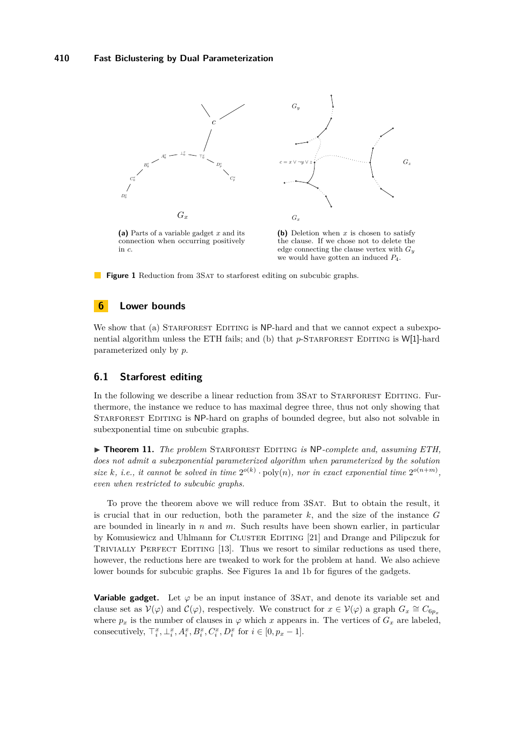(a) Parts of a variable gadget $x$ and its connection when occurring positively in $c$.

(b) Deletion when $x$ is chosen to satisfy the clause. If we chose not to delete the edge connecting the clause vertex with $G_y$ we would have gotten an induced $P_4$.

**Figure 1** Reduction from 3SAT to starforest editing on subcubic graphs.

## 6 Lower bounds

We show that (a) STARFOREST EDITING is NP-hard and that we cannot expect a subexponential algorithm unless the ETH fails; and (b) that $p$-STARFOREST EDITING is W[1]-hard parameterized only by $p$.

### 6.1 Starforest editing

In the following we describe a linear reduction from 3SAT to STARFOREST EDITING. Furthermore, the instance we reduce to has maximal degree three, thus not only showing that STARFOREST EDITING is NP-hard on graphs of bounded degree, but also not solvable in subexponential time on subcubic graphs.

▶ **Theorem 11.** *The problem* STARFOREST EDITING *is* NP*-complete and, assuming ETH, does not admit a subexponential parameterized algorithm when parameterized by the solution size $k$, i.e., it cannot be solved in time $2^{o(k)} \cdot \text{poly}(n)$, nor in exact exponential time $2^{o(n+m)}$, even when restricted to subcubic graphs.*

To prove the theorem above we will reduce from 3SAT. But to obtain the result, it is crucial that in our reduction, both the parameter $k$, and the size of the instance $G$ are bounded in linearly in $n$ and $m$. Such results have been shown earlier, in particular by Komusiewicz and Uhlmann for CLUSTER EDITING [21] and Drange and Pilipczuk for TRIVIALLY PERFECT EDITING [13]. Thus we resort to similar reductions as used there, however, the reductions here are tweaked to work for the problem at hand. We also achieve lower bounds for subcubic graphs. See Figures 1a and 1b for figures of the gadgets.

**Variable gadget.** Let $\varphi$ be an input instance of 3SAT, and denote its variable set and clause set as $\mathcal{V}(\varphi)$ and $\mathcal{C}(\varphi)$, respectively. We construct for $x \in \mathcal{V}(\varphi)$ a graph $G_x \cong C_{6p_x}$ where $p_x$ is the number of clauses in $\varphi$ which $x$ appears in. The vertices of $G_x$ are labeled, consecutively, $\top_i^x, \bot_i^x, A_i^x, B_i^x, C_i^x, D_i^x$ for $i \in [0, p_x - 1]$.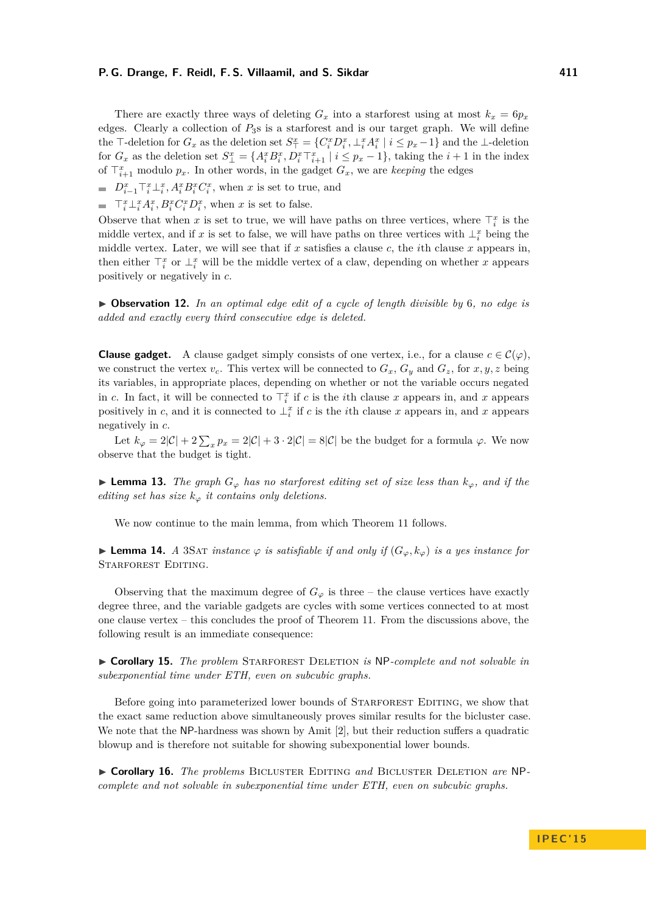There are exactly three ways of deleting $G_x$ into a starforest using at most $k_x = 6p_x$ edges. Clearly a collection of $P_3$s is a starforest and is our target graph. We will define the $\top$-deletion for $G_x$ as the deletion set $S^x_\top = \{C^x_i D^x_i, \bot^x_i A^x_i \mid i \le p_x - 1\}$ and the $\bot$-deletion for $G_x$ as the deletion set $S^x_\bot = \{A^x_i B^x_i, D^x_i \top^x_{i+1} \mid i \le p_x - 1\}$, taking the $i+1$ in the index of $\top^x_{i+1}$ modulo $p_x$. In other words, in the gadget $G_x$, we are *keeping* the edges

- $D^x_{i-1} \top^x_i \bot^x_i, A^x_i B^x_i C^x_i$, when $x$ is set to true, and
- $\top^x_i \bot^x_i A^x_i, B^x_i C^x_i D^x_i$, when $x$ is set to false.

Observe that when $x$ is set to true, we will have paths on three vertices, where $\top^x_i$ is the middle vertex, and if $x$ is set to false, we will have paths on three vertices with $\bot^x_i$ being the middle vertex. Later, we will see that if $x$ satisfies a clause $c$, the $i$th clause $x$ appears in, then either $\top^x_i$ or $\bot^x_i$ will be the middle vertex of a claw, depending on whether $x$ appears positively or negatively in $c$.

▶ **Observation 12.** *In an optimal edge edit of a cycle of length divisible by 6, no edge is added and exactly every third consecutive edge is deleted.*

**Clause gadget.** A clause gadget simply consists of one vertex, i.e., for a clause $c \in \mathcal{C}(\varphi)$, we construct the vertex $v_c$. This vertex will be connected to $G_x$, $G_y$ and $G_z$, for $x, y, z$ being its variables, in appropriate places, depending on whether or not the variable occurs negated in $c$. In fact, it will be connected to $\top^x_i$ if $c$ is the $i$th clause $x$ appears in, and $x$ appears positively in $c$, and it is connected to $\bot^x_i$ if $c$ is the $i$th clause $x$ appears in, and $x$ appears negatively in $c$.

Let $k_\varphi = 2|\mathcal{C}| + 2\sum_x p_x = 2|\mathcal{C}| + 3 \cdot 2|\mathcal{C}| = 8|\mathcal{C}|$ be the budget for a formula $\varphi$. We now observe that the budget is tight.

▶ **Lemma 13.** *The graph $G_\varphi$ has no starforest editing set of size less than $k_\varphi$, and if the editing set has size $k_\varphi$ it contains only deletions.*

We now continue to the main lemma, from which Theorem 11 follows.

▶ **Lemma 14.** *A* 3SAT *instance $\varphi$ is satisfiable if and only if $(G_\varphi, k_\varphi)$ is a yes instance for* STARFOREST EDITING.

Observing that the maximum degree of $G_\varphi$ is three – the clause vertices have exactly degree three, and the variable gadgets are cycles with some vertices connected to at most one clause vertex – this concludes the proof of Theorem 11. From the discussions above, the following result is an immediate consequence:

▶ **Corollary 15.** *The problem* STARFOREST DELETION *is* NP*-complete and not solvable in subexponential time under ETH, even on subcubic graphs.*

Before going into parameterized lower bounds of STARFOREST EDITING, we show that the exact same reduction above simultaneously proves similar results for the bicluster case. We note that the NP-hardness was shown by Amit [2], but their reduction suffers a quadratic blowup and is therefore not suitable for showing subexponential lower bounds.

▶ **Corollary 16.** *The problems* BICLUSTER EDITING *and* BICLUSTER DELETION *are* NP*-complete and not solvable in subexponential time under ETH, even on subcubic graphs.*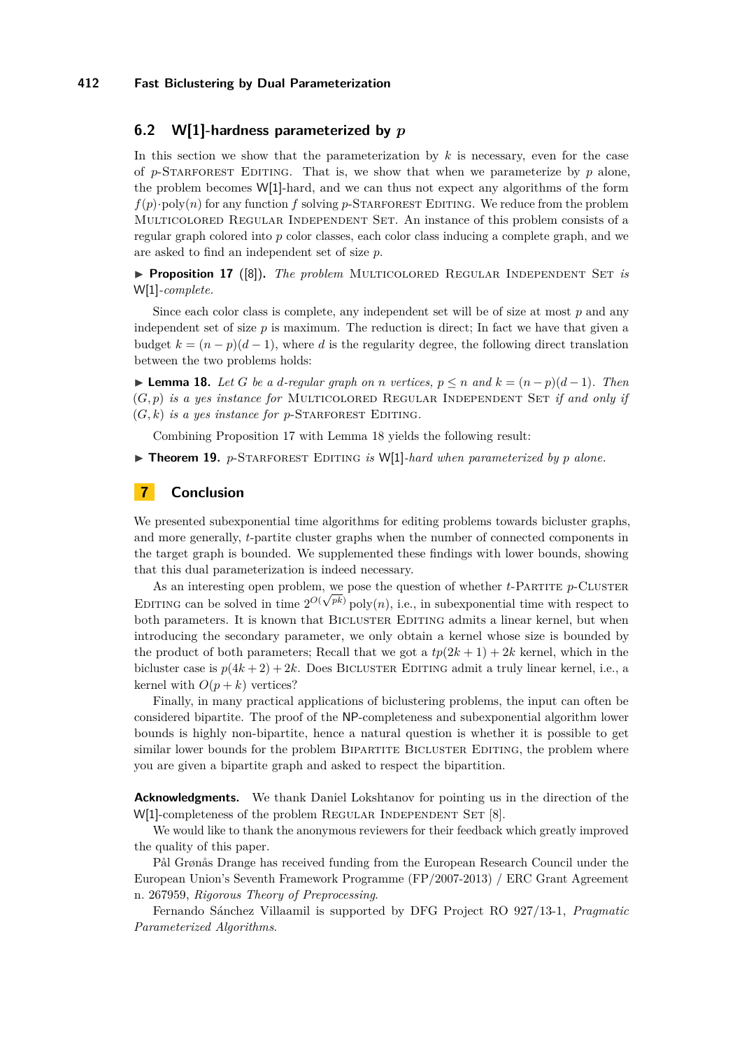### 6.2 W[1]-hardness parameterized by $p$

In this section we show that the parameterization by $k$ is necessary, even for the case of $p$-Starforest Editing. That is, we show that when we parameterize by $p$ alone, the problem becomes W[1]-hard, and we can thus not expect any algorithms of the form $f(p)\cdot\text{poly}(n)$ for any function $f$ solving $p$-Starforest Editing. We reduce from the problem Multicolored Regular Independent Set. An instance of this problem consists of a regular graph colored into $p$ color classes, each color class inducing a complete graph, and we are asked to find an independent set of size $p$.

▶ **Proposition 17** ([8]). *The problem* Multicolored Regular Independent Set *is* W[1]*-complete.*

Since each color class is complete, any independent set will be of size at most $p$ and any independent set of size $p$ is maximum. The reduction is direct; In fact we have that given a budget $k = (n-p)(d-1)$, where $d$ is the regularity degree, the following direct translation between the two problems holds:

▶ **Lemma 18.** *Let $G$ be a $d$-regular graph on $n$ vertices, $p \le n$ and $k = (n-p)(d-1)$. Then $(G, p)$ is a yes instance for* Multicolored Regular Independent Set *if and only if $(G, k)$ is a yes instance for $p$-*Starforest Editing.

Combining Proposition 17 with Lemma 18 yields the following result:

▶ **Theorem 19.** *$p$-*Starforest Editing *is* W[1]*-hard when parameterized by $p$ alone.*

## 7 Conclusion

We presented subexponential time algorithms for editing problems towards bicluster graphs, and more generally, $t$-partite cluster graphs when the number of connected components in the target graph is bounded. We supplemented these findings with lower bounds, showing that this dual parameterization is indeed necessary.

As an interesting open problem, we pose the question of whether $t$-Partite $p$-Cluster Editing can be solved in time $2^{O(\sqrt{pk})}\,\text{poly}(n)$, i.e., in subexponential time with respect to both parameters. It is known that Bicluster Editing admits a linear kernel, but when introducing the secondary parameter, we only obtain a kernel whose size is bounded by the product of both parameters; Recall that we got a $tp(2k+1)+2k$ kernel, which in the bicluster case is $p(4k+2)+2k$. Does Bicluster Editing admit a truly linear kernel, i.e., a kernel with $O(p+k)$ vertices?

Finally, in many practical applications of biclustering problems, the input can often be considered bipartite. The proof of the NP-completeness and subexponential algorithm lower bounds is highly non-bipartite, hence a natural question is whether it is possible to get similar lower bounds for the problem Bipartite Bicluster Editing, the problem where you are given a bipartite graph and asked to respect the bipartition.

**Acknowledgments.** We thank Daniel Lokshtanov for pointing us in the direction of the W[1]-completeness of the problem Regular Independent Set [8].

We would like to thank the anonymous reviewers for their feedback which greatly improved the quality of this paper.

Pål Grønås Drange has received funding from the European Research Council under the European Union's Seventh Framework Programme (FP/2007-2013) / ERC Grant Agreement n. 267959, *Rigorous Theory of Preprocessing*.

Fernando Sánchez Villaamil is supported by DFG Project RO 927/13-1, *Pragmatic Parameterized Algorithms*.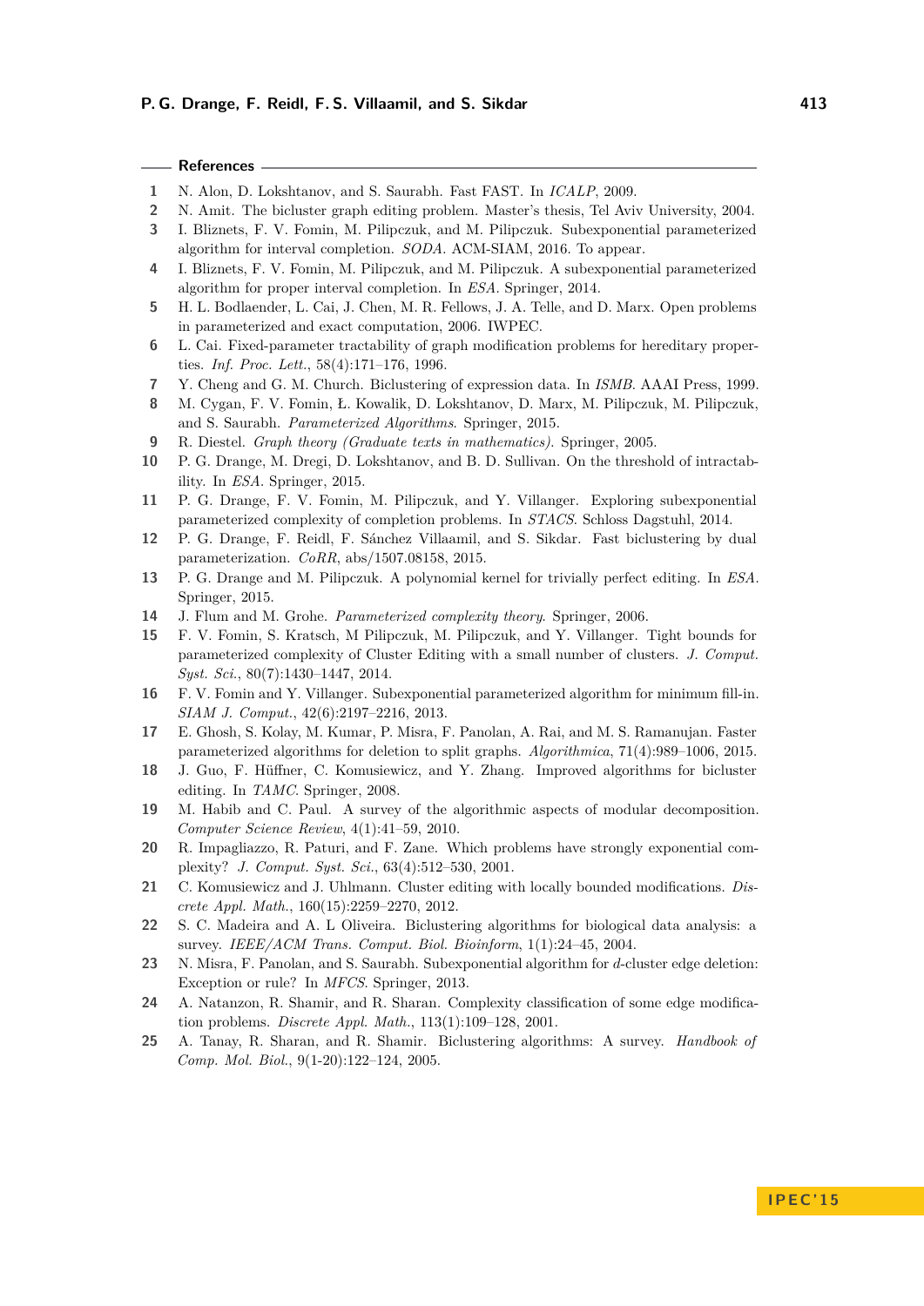## References

1. N. Alon, D. Lokshtanov, and S. Saurabh. Fast FAST. In *ICALP*, 2009.
2. N. Amit. The bicluster graph editing problem. Master's thesis, Tel Aviv University, 2004.
3. I. Bliznets, F. V. Fomin, M. Pilipczuk, and M. Pilipczuk. Subexponential parameterized algorithm for interval completion. *SODA*. ACM-SIAM, 2016. To appear.
4. I. Bliznets, F. V. Fomin, M. Pilipczuk, and M. Pilipczuk. A subexponential parameterized algorithm for proper interval completion. In *ESA*. Springer, 2014.
5. H. L. Bodlaender, L. Cai, J. Chen, M. R. Fellows, J. A. Telle, and D. Marx. Open problems in parameterized and exact computation, 2006. IWPEC.
6. L. Cai. Fixed-parameter tractability of graph modification problems for hereditary properties. *Inf. Proc. Lett.*, 58(4):171–176, 1996.
7. Y. Cheng and G. M. Church. Biclustering of expression data. In *ISMB*. AAAI Press, 1999.
8. M. Cygan, F. V. Fomin, Ł. Kowalik, D. Lokshtanov, D. Marx, M. Pilipczuk, M. Pilipczuk, and S. Saurabh. *Parameterized Algorithms*. Springer, 2015.
9. R. Diestel. *Graph theory (Graduate texts in mathematics)*. Springer, 2005.
10. P. G. Drange, M. Dregi, D. Lokshtanov, and B. D. Sullivan. On the threshold of intractability. In *ESA*. Springer, 2015.
11. P. G. Drange, F. V. Fomin, M. Pilipczuk, and Y. Villanger. Exploring subexponential parameterized complexity of completion problems. In *STACS*. Schloss Dagstuhl, 2014.
12. P. G. Drange, F. Reidl, F. Sánchez Villaamil, and S. Sikdar. Fast biclustering by dual parameterization. *CoRR*, abs/1507.08158, 2015.
13. P. G. Drange and M. Pilipczuk. A polynomial kernel for trivially perfect editing. In *ESA*. Springer, 2015.
14. J. Flum and M. Grohe. *Parameterized complexity theory*. Springer, 2006.
15. F. V. Fomin, S. Kratsch, M Pilipczuk, M. Pilipczuk, and Y. Villanger. Tight bounds for parameterized complexity of Cluster Editing with a small number of clusters. *J. Comput. Syst. Sci.*, 80(7):1430–1447, 2014.
16. F. V. Fomin and Y. Villanger. Subexponential parameterized algorithm for minimum fill-in. *SIAM J. Comput.*, 42(6):2197–2216, 2013.
17. E. Ghosh, S. Kolay, M. Kumar, P. Misra, F. Panolan, A. Rai, and M. S. Ramanujan. Faster parameterized algorithms for deletion to split graphs. *Algorithmica*, 71(4):989–1006, 2015.
18. J. Guo, F. Hüffner, C. Komusiewicz, and Y. Zhang. Improved algorithms for bicluster editing. In *TAMC*. Springer, 2008.
19. M. Habib and C. Paul. A survey of the algorithmic aspects of modular decomposition. *Computer Science Review*, 4(1):41–59, 2010.
20. R. Impagliazzo, R. Paturi, and F. Zane. Which problems have strongly exponential complexity? *J. Comput. Syst. Sci.*, 63(4):512–530, 2001.
21. C. Komusiewicz and J. Uhlmann. Cluster editing with locally bounded modifications. *Discrete Appl. Math.*, 160(15):2259–2270, 2012.
22. S. C. Madeira and A. L Oliveira. Biclustering algorithms for biological data analysis: a survey. *IEEE/ACM Trans. Comput. Biol. Bioinform*, 1(1):24–45, 2004.
23. N. Misra, F. Panolan, and S. Saurabh. Subexponential algorithm for $d$-cluster edge deletion: Exception or rule? In *MFCS*. Springer, 2013.
24. A. Natanzon, R. Shamir, and R. Sharan. Complexity classification of some edge modification problems. *Discrete Appl. Math.*, 113(1):109–128, 2001.
25. A. Tanay, R. Sharan, and R. Shamir. Biclustering algorithms: A survey. *Handbook of Comp. Mol. Biol.*, 9(1-20):122–124, 2005.